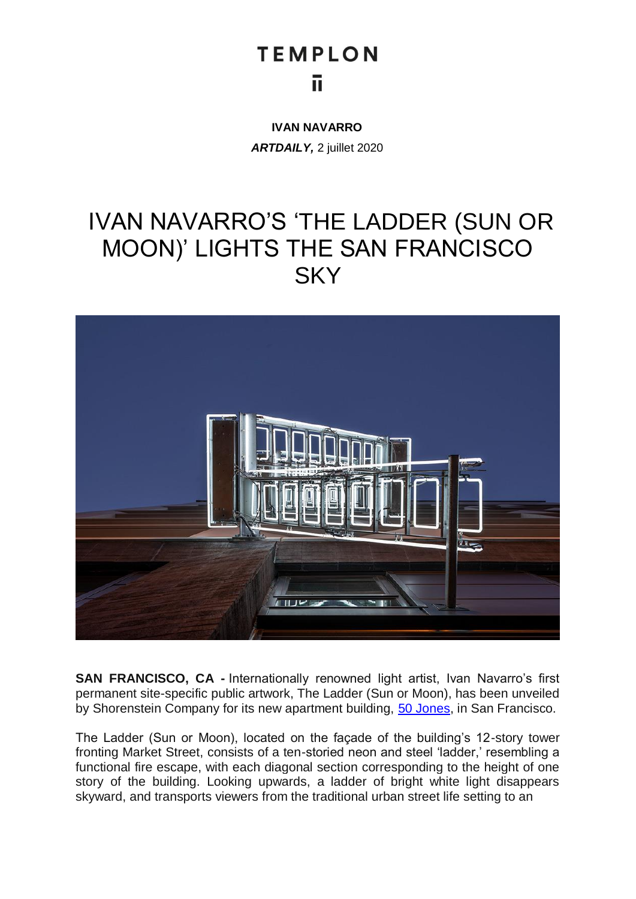# TEMPLON

**IVAN NAVARRO**

***ARTDAILY,*** 2 juillet 2020

# IVAN NAVARRO'S 'THE LADDER (SUN OR MOON)' LIGHTS THE SAN FRANCISCO SKY

**SAN FRANCISCO, CA -** Internationally renowned light artist, Ivan Navarro's first permanent site-specific public artwork, The Ladder (Sun or Moon), has been unveiled by Shorenstein Company for its new apartment building, [50 Jones](), in San Francisco.

The Ladder (Sun or Moon), located on the façade of the building's 12-story tower fronting Market Street, consists of a ten-storied neon and steel 'ladder,' resembling a functional fire escape, with each diagonal section corresponding to the height of one story of the building. Looking upwards, a ladder of bright white light disappears skyward, and transports viewers from the traditional urban street life setting to an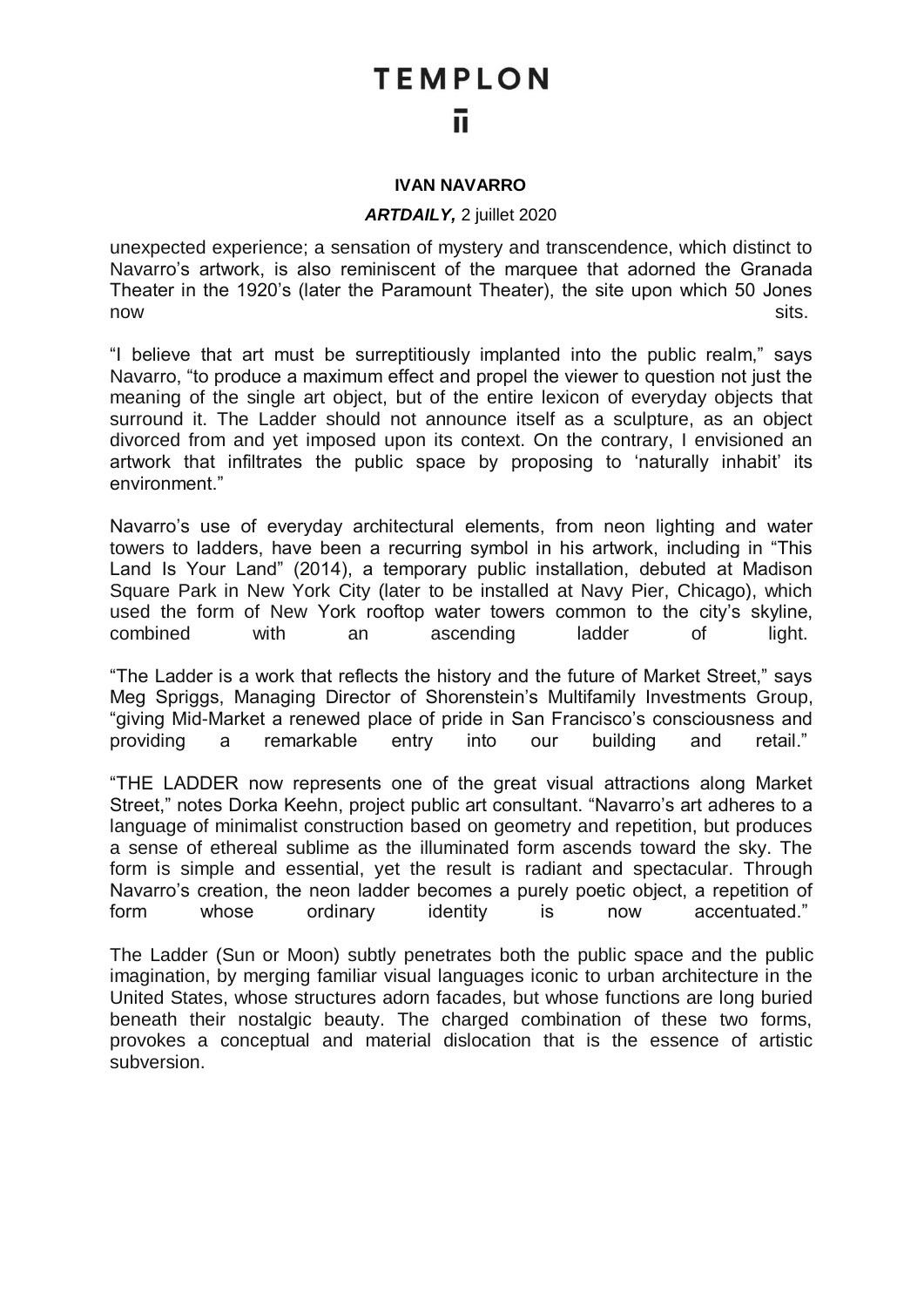unexpected experience; a sensation of mystery and transcendence, which distinct to Navarro's artwork, is also reminiscent of the marquee that adorned the Granada Theater in the 1920's (later the Paramount Theater), the site upon which 50 Jones now sits.

"I believe that art must be surreptitiously implanted into the public realm," says Navarro, "to produce a maximum effect and propel the viewer to question not just the meaning of the single art object, but of the entire lexicon of everyday objects that surround it. The Ladder should not announce itself as a sculpture, as an object divorced from and yet imposed upon its context. On the contrary, I envisioned an artwork that infiltrates the public space by proposing to 'naturally inhabit' its environment."

Navarro's use of everyday architectural elements, from neon lighting and water towers to ladders, have been a recurring symbol in his artwork, including in "This Land Is Your Land" (2014), a temporary public installation, debuted at Madison Square Park in New York City (later to be installed at Navy Pier, Chicago), which used the form of New York rooftop water towers common to the city's skyline, combined with an ascending ladder of light.

"The Ladder is a work that reflects the history and the future of Market Street," says Meg Spriggs, Managing Director of Shorenstein's Multifamily Investments Group, "giving Mid-Market a renewed place of pride in San Francisco's consciousness and providing a remarkable entry into our building and retail."

"THE LADDER now represents one of the great visual attractions along Market Street," notes Dorka Keehn, project public art consultant. "Navarro's art adheres to a language of minimalist construction based on geometry and repetition, but produces a sense of ethereal sublime as the illuminated form ascends toward the sky. The form is simple and essential, yet the result is radiant and spectacular. Through Navarro's creation, the neon ladder becomes a purely poetic object, a repetition of form whose ordinary identity is now accentuated."

The Ladder (Sun or Moon) subtly penetrates both the public space and the public imagination, by merging familiar visual languages iconic to urban architecture in the United States, whose structures adorn facades, but whose functions are long buried beneath their nostalgic beauty. The charged combination of these two forms, provokes a conceptual and material dislocation that is the essence of artistic subversion.